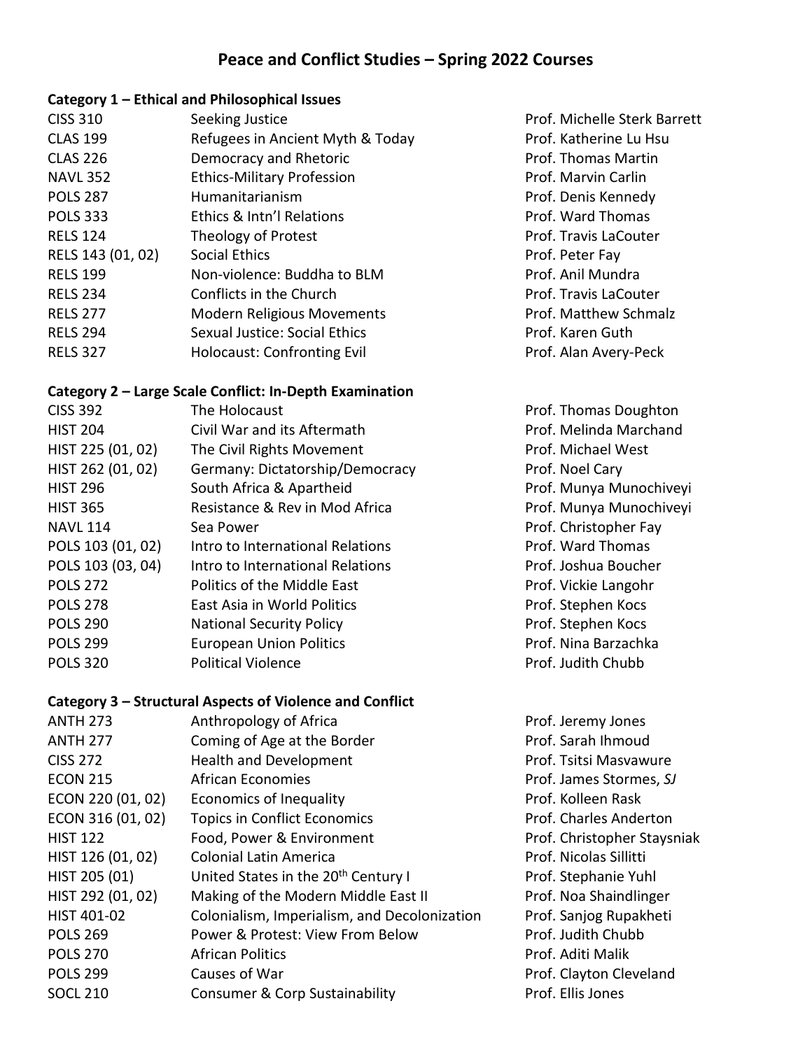# Peace and Conflict Studies – Spring 2022 Courses

### Category 1 – Ethical and Philosophical Issues

| | | |
|---|---|---|
| CISS 310 | Seeking Justice | Prof. Michelle Sterk Barrett |
| CLAS 199 | Refugees in Ancient Myth & Today | Prof. Katherine Lu Hsu |
| CLAS 226 | Democracy and Rhetoric | Prof. Thomas Martin |
| NAVL 352 | Ethics-Military Profession | Prof. Marvin Carlin |
| POLS 287 | Humanitarianism | Prof. Denis Kennedy |
| POLS 333 | Ethics & Intn'l Relations | Prof. Ward Thomas |
| RELS 124 | Theology of Protest | Prof. Travis LaCouter |
| RELS 143 (01, 02) | Social Ethics | Prof. Peter Fay |
| RELS 199 | Non-violence: Buddha to BLM | Prof. Anil Mundra |
| RELS 234 | Conflicts in the Church | Prof. Travis LaCouter |
| RELS 277 | Modern Religious Movements | Prof. Matthew Schmalz |
| RELS 294 | Sexual Justice: Social Ethics | Prof. Karen Guth |
| RELS 327 | Holocaust: Confronting Evil | Prof. Alan Avery-Peck |

### Category 2 – Large Scale Conflict: In-Depth Examination

| | | |
|---|---|---|
| CISS 392 | The Holocaust | Prof. Thomas Doughton |
| HIST 204 | Civil War and its Aftermath | Prof. Melinda Marchand |
| HIST 225 (01, 02) | The Civil Rights Movement | Prof. Michael West |
| HIST 262 (01, 02) | Germany: Dictatorship/Democracy | Prof. Noel Cary |
| HIST 296 | South Africa & Apartheid | Prof. Munya Munochiveyi |
| HIST 365 | Resistance & Rev in Mod Africa | Prof. Munya Munochiveyi |
| NAVL 114 | Sea Power | Prof. Christopher Fay |
| POLS 103 (01, 02) | Intro to International Relations | Prof. Ward Thomas |
| POLS 103 (03, 04) | Intro to International Relations | Prof. Joshua Boucher |
| POLS 272 | Politics of the Middle East | Prof. Vickie Langohr |
| POLS 278 | East Asia in World Politics | Prof. Stephen Kocs |
| POLS 290 | National Security Policy | Prof. Stephen Kocs |
| POLS 299 | European Union Politics | Prof. Nina Barzachka |
| POLS 320 | Political Violence | Prof. Judith Chubb |

### Category 3 – Structural Aspects of Violence and Conflict

| | | |
|---|---|---|
| ANTH 273 | Anthropology of Africa | Prof. Jeremy Jones |
| ANTH 277 | Coming of Age at the Border | Prof. Sarah Ihmoud |
| CISS 272 | Health and Development | Prof. Tsitsi Masvawure |
| ECON 215 | African Economies | Prof. James Stormes, *SJ* |
| ECON 220 (01, 02) | Economics of Inequality | Prof. Kolleen Rask |
| ECON 316 (01, 02) | Topics in Conflict Economics | Prof. Charles Anderton |
| HIST 122 | Food, Power & Environment | Prof. Christopher Staysniak |
| HIST 126 (01, 02) | Colonial Latin America | Prof. Nicolas Sillitti |
| HIST 205 (01) | United States in the 20th Century I | Prof. Stephanie Yuhl |
| HIST 292 (01, 02) | Making of the Modern Middle East II | Prof. Noa Shaindlinger |
| HIST 401-02 | Colonialism, Imperialism, and Decolonization | Prof. Sanjog Rupakheti |
| POLS 269 | Power & Protest: View From Below | Prof. Judith Chubb |
| POLS 270 | African Politics | Prof. Aditi Malik |
| POLS 299 | Causes of War | Prof. Clayton Cleveland |
| SOCL 210 | Consumer & Corp Sustainability | Prof. Ellis Jones |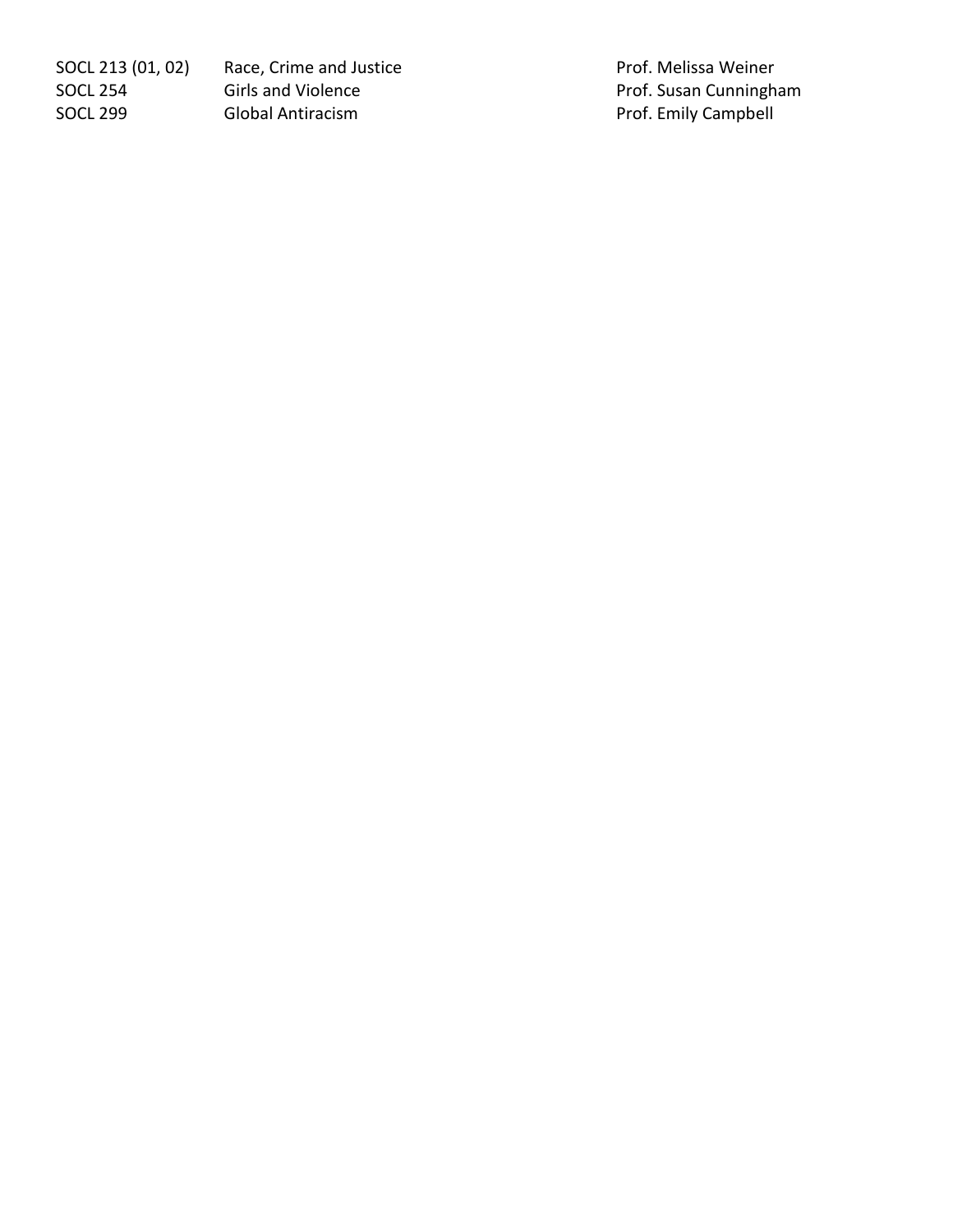| | | |
|---|---|---|
| SOCL 213 (01, 02) | Race, Crime and Justice | Prof. Melissa Weiner |
| SOCL 254 | Girls and Violence | Prof. Susan Cunningham |
| SOCL 299 | Global Antiracism | Prof. Emily Campbell |